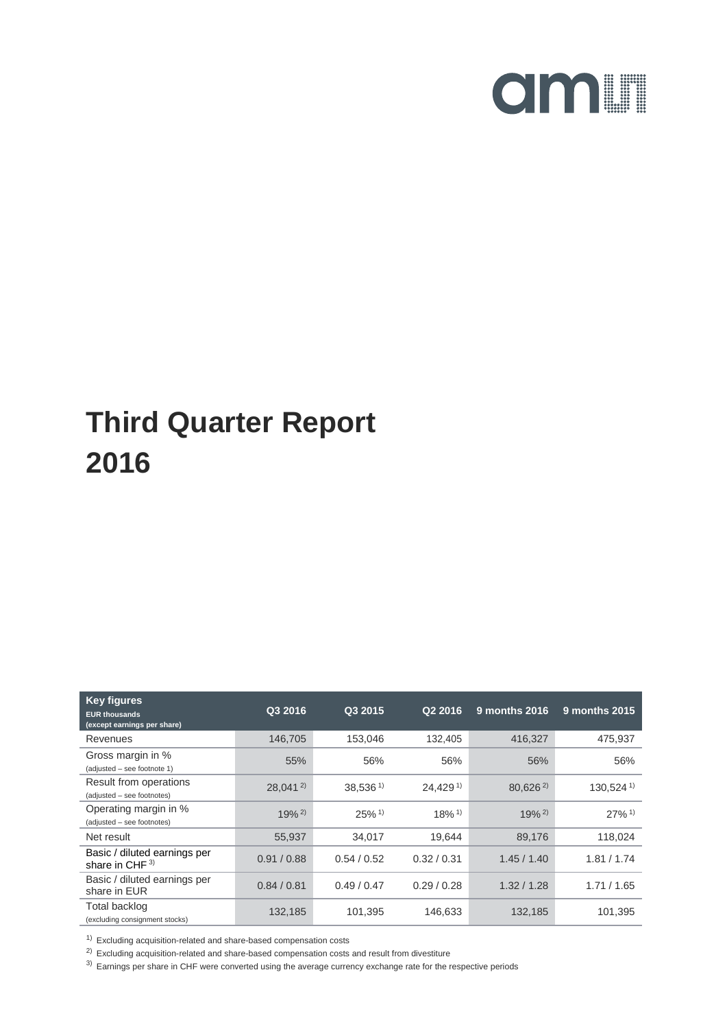# Third Quarter Report 2016

| Key figures<br>EUR thousands<br>(except earnings per share) | Q3 2016 | Q3 2015 | Q2 2016 | 9 months 2016 | 9 months 2015 |
|---|---|---|---|---|---|
| Revenues | 146,705 | 153,046 | 132,405 | 416,327 | 475,937 |
| Gross margin in %<br>(adjusted – see footnote 1) | 55% | 56% | 56% | 56% | 56% |
| Result from operations<br>(adjusted – see footnotes) | 28,041 [2] | 38,536 [1] | 24,429 [1] | 80,626 [2] | 130,524 [1] |
| Operating margin in %<br>(adjusted – see footnotes) | 19% [2] | 25% [1] | 18% [1] | 19% [2] | 27% [1] |
| Net result | 55,937 | 34,017 | 19,644 | 89,176 | 118,024 |
| Basic / diluted earnings per share in CHF [3] | 0.91 / 0.88 | 0.54 / 0.52 | 0.32 / 0.31 | 1.45 / 1.40 | 1.81 / 1.74 |
| Basic / diluted earnings per share in EUR | 0.84 / 0.81 | 0.49 / 0.47 | 0.29 / 0.28 | 1.32 / 1.28 | 1.71 / 1.65 |
| Total backlog<br>(excluding consignment stocks) | 132,185 | 101,395 | 146,633 | 132,185 | 101,395 |

[1] Excluding acquisition-related and share-based compensation costs

[2] Excluding acquisition-related and share-based compensation costs and result from divestiture

[3] Earnings per share in CHF were converted using the average currency exchange rate for the respective periods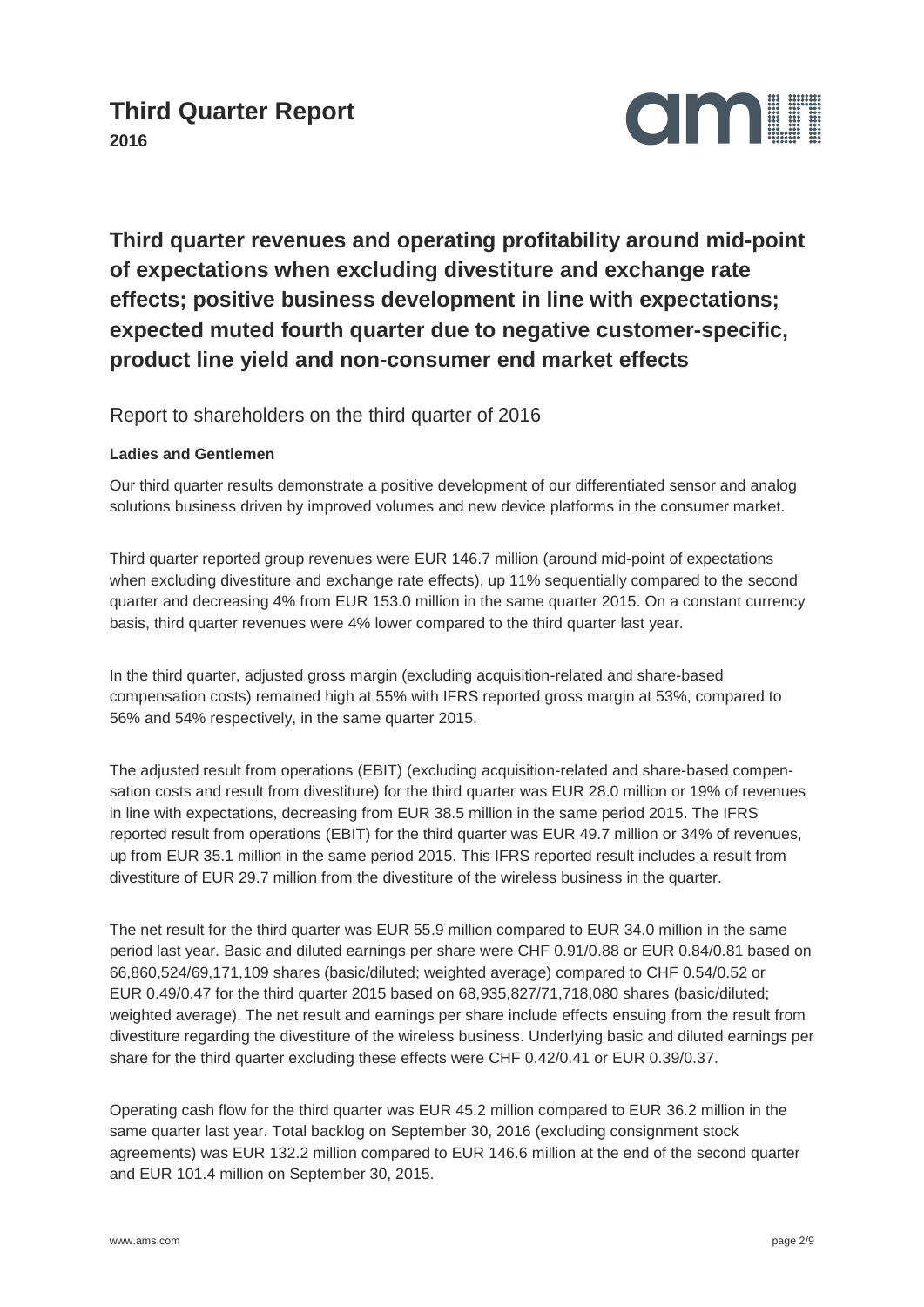# Third Quarter Report

**2016**

## Third quarter revenues and operating profitability around mid-point of expectations when excluding divestiture and exchange rate effects; positive business development in line with expectations; expected muted fourth quarter due to negative customer-specific, product line yield and non-consumer end market effects

Report to shareholders on the third quarter of 2016

**Ladies and Gentlemen**

Our third quarter results demonstrate a positive development of our differentiated sensor and analog solutions business driven by improved volumes and new device platforms in the consumer market.

Third quarter reported group revenues were EUR 146.7 million (around mid-point of expectations when excluding divestiture and exchange rate effects), up 11% sequentially compared to the second quarter and decreasing 4% from EUR 153.0 million in the same quarter 2015. On a constant currency basis, third quarter revenues were 4% lower compared to the third quarter last year.

In the third quarter, adjusted gross margin (excluding acquisition-related and share-based compensation costs) remained high at 55% with IFRS reported gross margin at 53%, compared to 56% and 54% respectively, in the same quarter 2015.

The adjusted result from operations (EBIT) (excluding acquisition-related and share-based compensation costs and result from divestiture) for the third quarter was EUR 28.0 million or 19% of revenues in line with expectations, decreasing from EUR 38.5 million in the same period 2015. The IFRS reported result from operations (EBIT) for the third quarter was EUR 49.7 million or 34% of revenues, up from EUR 35.1 million in the same period 2015. This IFRS reported result includes a result from divestiture of EUR 29.7 million from the divestiture of the wireless business in the quarter.

The net result for the third quarter was EUR 55.9 million compared to EUR 34.0 million in the same period last year. Basic and diluted earnings per share were CHF 0.91/0.88 or EUR 0.84/0.81 based on 66,860,524/69,171,109 shares (basic/diluted; weighted average) compared to CHF 0.54/0.52 or EUR 0.49/0.47 for the third quarter 2015 based on 68,935,827/71,718,080 shares (basic/diluted; weighted average). The net result and earnings per share include effects ensuing from the result from divestiture regarding the divestiture of the wireless business. Underlying basic and diluted earnings per share for the third quarter excluding these effects were CHF 0.42/0.41 or EUR 0.39/0.37.

Operating cash flow for the third quarter was EUR 45.2 million compared to EUR 36.2 million in the same quarter last year. Total backlog on September 30, 2016 (excluding consignment stock agreements) was EUR 132.2 million compared to EUR 146.6 million at the end of the second quarter and EUR 101.4 million on September 30, 2015.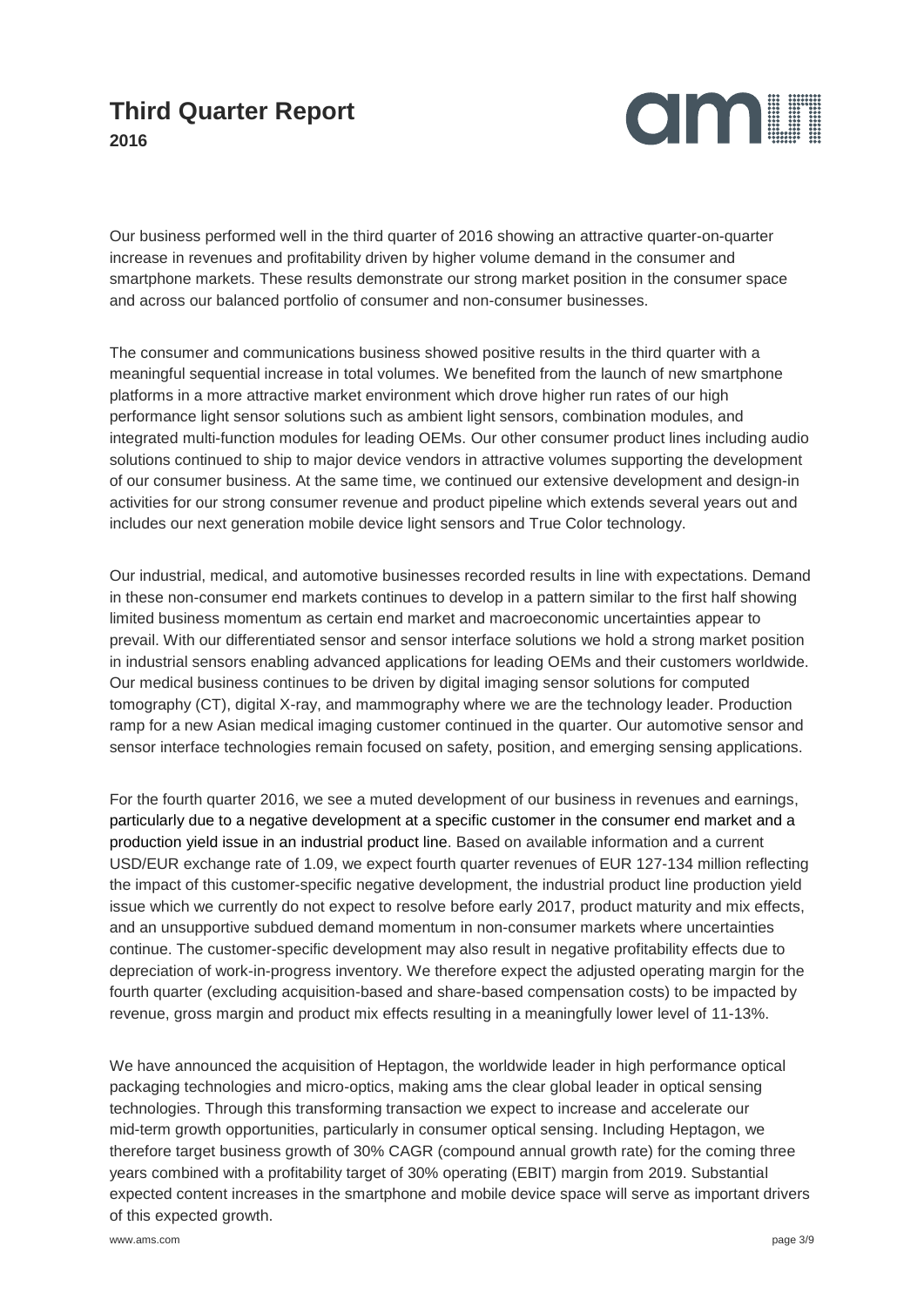Our business performed well in the third quarter of 2016 showing an attractive quarter-on-quarter increase in revenues and profitability driven by higher volume demand in the consumer and smartphone markets. These results demonstrate our strong market position in the consumer space and across our balanced portfolio of consumer and non-consumer businesses.

The consumer and communications business showed positive results in the third quarter with a meaningful sequential increase in total volumes. We benefited from the launch of new smartphone platforms in a more attractive market environment which drove higher run rates of our high performance light sensor solutions such as ambient light sensors, combination modules, and integrated multi-function modules for leading OEMs. Our other consumer product lines including audio solutions continued to ship to major device vendors in attractive volumes supporting the development of our consumer business. At the same time, we continued our extensive development and design-in activities for our strong consumer revenue and product pipeline which extends several years out and includes our next generation mobile device light sensors and True Color technology.

Our industrial, medical, and automotive businesses recorded results in line with expectations. Demand in these non-consumer end markets continues to develop in a pattern similar to the first half showing limited business momentum as certain end market and macroeconomic uncertainties appear to prevail. With our differentiated sensor and sensor interface solutions we hold a strong market position in industrial sensors enabling advanced applications for leading OEMs and their customers worldwide. Our medical business continues to be driven by digital imaging sensor solutions for computed tomography (CT), digital X-ray, and mammography where we are the technology leader. Production ramp for a new Asian medical imaging customer continued in the quarter. Our automotive sensor and sensor interface technologies remain focused on safety, position, and emerging sensing applications.

For the fourth quarter 2016, we see a muted development of our business in revenues and earnings, particularly due to a negative development at a specific customer in the consumer end market and a production yield issue in an industrial product line. Based on available information and a current USD/EUR exchange rate of 1.09, we expect fourth quarter revenues of EUR 127-134 million reflecting the impact of this customer-specific negative development, the industrial product line production yield issue which we currently do not expect to resolve before early 2017, product maturity and mix effects, and an unsupportive subdued demand momentum in non-consumer markets where uncertainties continue. The customer-specific development may also result in negative profitability effects due to depreciation of work-in-progress inventory. We therefore expect the adjusted operating margin for the fourth quarter (excluding acquisition-based and share-based compensation costs) to be impacted by revenue, gross margin and product mix effects resulting in a meaningfully lower level of 11-13%.

We have announced the acquisition of Heptagon, the worldwide leader in high performance optical packaging technologies and micro-optics, making ams the clear global leader in optical sensing technologies. Through this transforming transaction we expect to increase and accelerate our mid-term growth opportunities, particularly in consumer optical sensing. Including Heptagon, we therefore target business growth of 30% CAGR (compound annual growth rate) for the coming three years combined with a profitability target of 30% operating (EBIT) margin from 2019. Substantial expected content increases in the smartphone and mobile device space will serve as important drivers of this expected growth.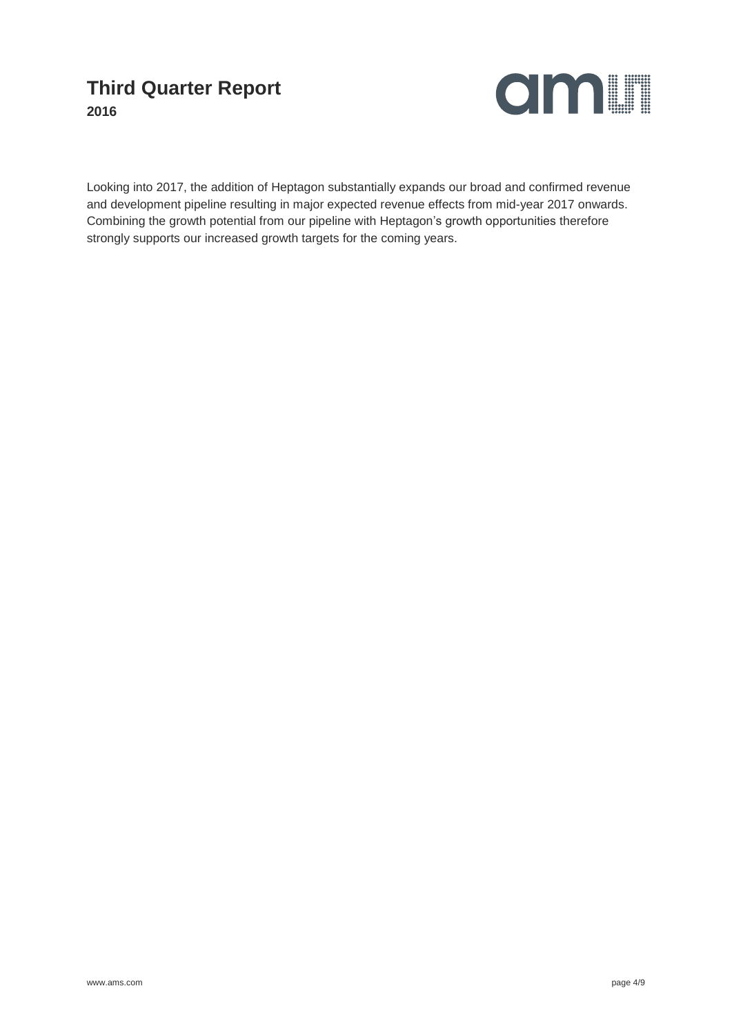Looking into 2017, the addition of Heptagon substantially expands our broad and confirmed revenue and development pipeline resulting in major expected revenue effects from mid-year 2017 onwards. Combining the growth potential from our pipeline with Heptagon's growth opportunities therefore strongly supports our increased growth targets for the coming years.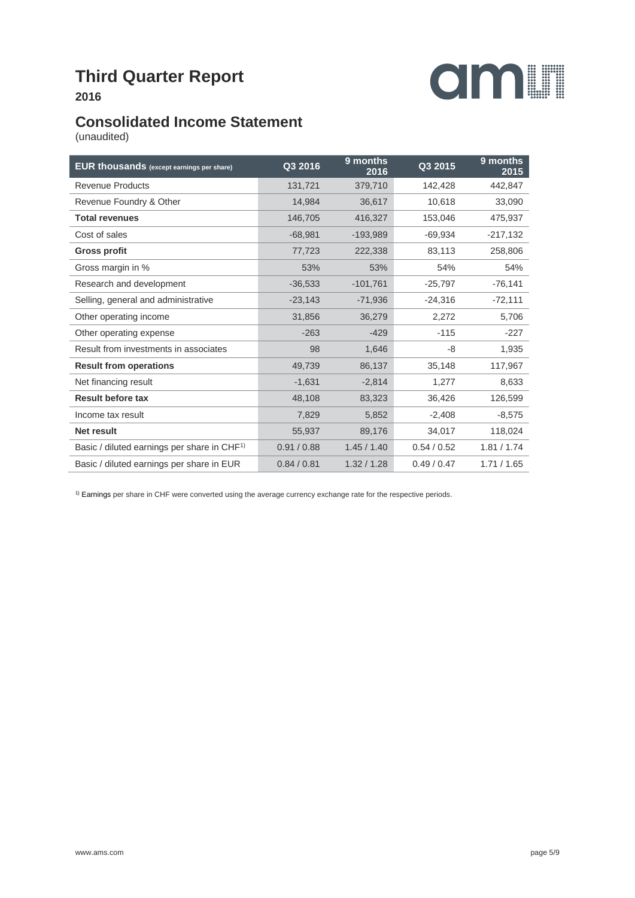# Third Quarter Report

**2016**

## Consolidated Income Statement

(unaudited)

| EUR thousands (except earnings per share) | Q3 2016 | 9 months 2016 | Q3 2015 | 9 months 2015 |
|---|---|---|---|---|
| Revenue Products | 131,721 | 379,710 | 142,428 | 442,847 |
| Revenue Foundry & Other | 14,984 | 36,617 | 10,618 | 33,090 |
| **Total revenues** | 146,705 | 416,327 | 153,046 | 475,937 |
| Cost of sales | -68,981 | -193,989 | -69,934 | -217,132 |
| **Gross profit** | 77,723 | 222,338 | 83,113 | 258,806 |
| Gross margin in % | 53% | 53% | 54% | 54% |
| Research and development | -36,533 | -101,761 | -25,797 | -76,141 |
| Selling, general and administrative | -23,143 | -71,936 | -24,316 | -72,111 |
| Other operating income | 31,856 | 36,279 | 2,272 | 5,706 |
| Other operating expense | -263 | -429 | -115 | -227 |
| Result from investments in associates | 98 | 1,646 | -8 | 1,935 |
| **Result from operations** | 49,739 | 86,137 | 35,148 | 117,967 |
| Net financing result | -1,631 | -2,814 | 1,277 | 8,633 |
| **Result before tax** | 48,108 | 83,323 | 36,426 | 126,599 |
| Income tax result | 7,829 | 5,852 | -2,408 | -8,575 |
| **Net result** | 55,937 | 89,176 | 34,017 | 118,024 |
| Basic / diluted earnings per share in CHF[1)] | 0.91 / 0.88 | 1.45 / 1.40 | 0.54 / 0.52 | 1.81 / 1.74 |
| Basic / diluted earnings per share in EUR | 0.84 / 0.81 | 1.32 / 1.28 | 0.49 / 0.47 | 1.71 / 1.65 |

[1)] Earnings per share in CHF were converted using the average currency exchange rate for the respective periods.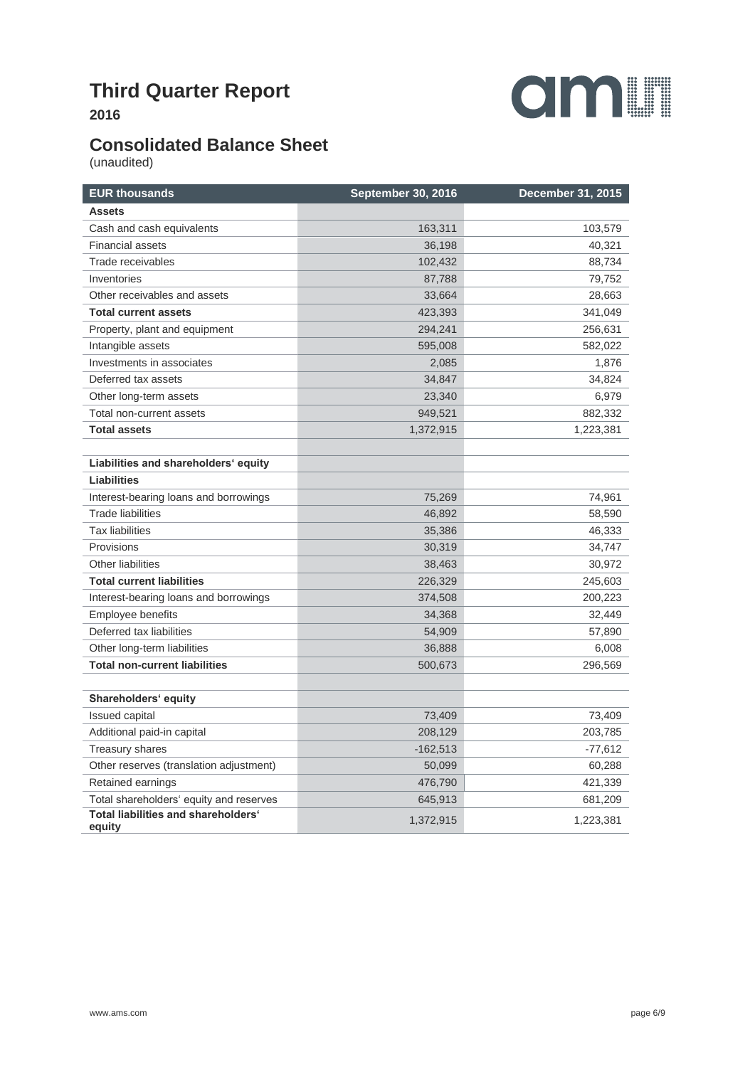# Third Quarter Report

**2016**

## Consolidated Balance Sheet

(unaudited)

| EUR thousands | September 30, 2016 | December 31, 2015 |
|---|---|---|
| **Assets** | | |
| Cash and cash equivalents | 163,311 | 103,579 |
| Financial assets | 36,198 | 40,321 |
| Trade receivables | 102,432 | 88,734 |
| Inventories | 87,788 | 79,752 |
| Other receivables and assets | 33,664 | 28,663 |
| **Total current assets** | 423,393 | 341,049 |
| Property, plant and equipment | 294,241 | 256,631 |
| Intangible assets | 595,008 | 582,022 |
| Investments in associates | 2,085 | 1,876 |
| Deferred tax assets | 34,847 | 34,824 |
| Other long-term assets | 23,340 | 6,979 |
| Total non-current assets | 949,521 | 882,332 |
| **Total assets** | 1,372,915 | 1,223,381 |
| | | |
| **Liabilities and shareholders‘ equity** | | |
| **Liabilities** | | |
| Interest-bearing loans and borrowings | 75,269 | 74,961 |
| Trade liabilities | 46,892 | 58,590 |
| Tax liabilities | 35,386 | 46,333 |
| Provisions | 30,319 | 34,747 |
| Other liabilities | 38,463 | 30,972 |
| **Total current liabilities** | 226,329 | 245,603 |
| Interest-bearing loans and borrowings | 374,508 | 200,223 |
| Employee benefits | 34,368 | 32,449 |
| Deferred tax liabilities | 54,909 | 57,890 |
| Other long-term liabilities | 36,888 | 6,008 |
| **Total non-current liabilities** | 500,673 | 296,569 |
| | | |
| **Shareholders‘ equity** | | |
| Issued capital | 73,409 | 73,409 |
| Additional paid-in capital | 208,129 | 203,785 |
| Treasury shares | -162,513 | -77,612 |
| Other reserves (translation adjustment) | 50,099 | 60,288 |
| Retained earnings | 476,790 | 421,339 |
| Total shareholders‘ equity and reserves | 645,913 | 681,209 |
| **Total liabilities and shareholders‘ equity** | 1,372,915 | 1,223,381 |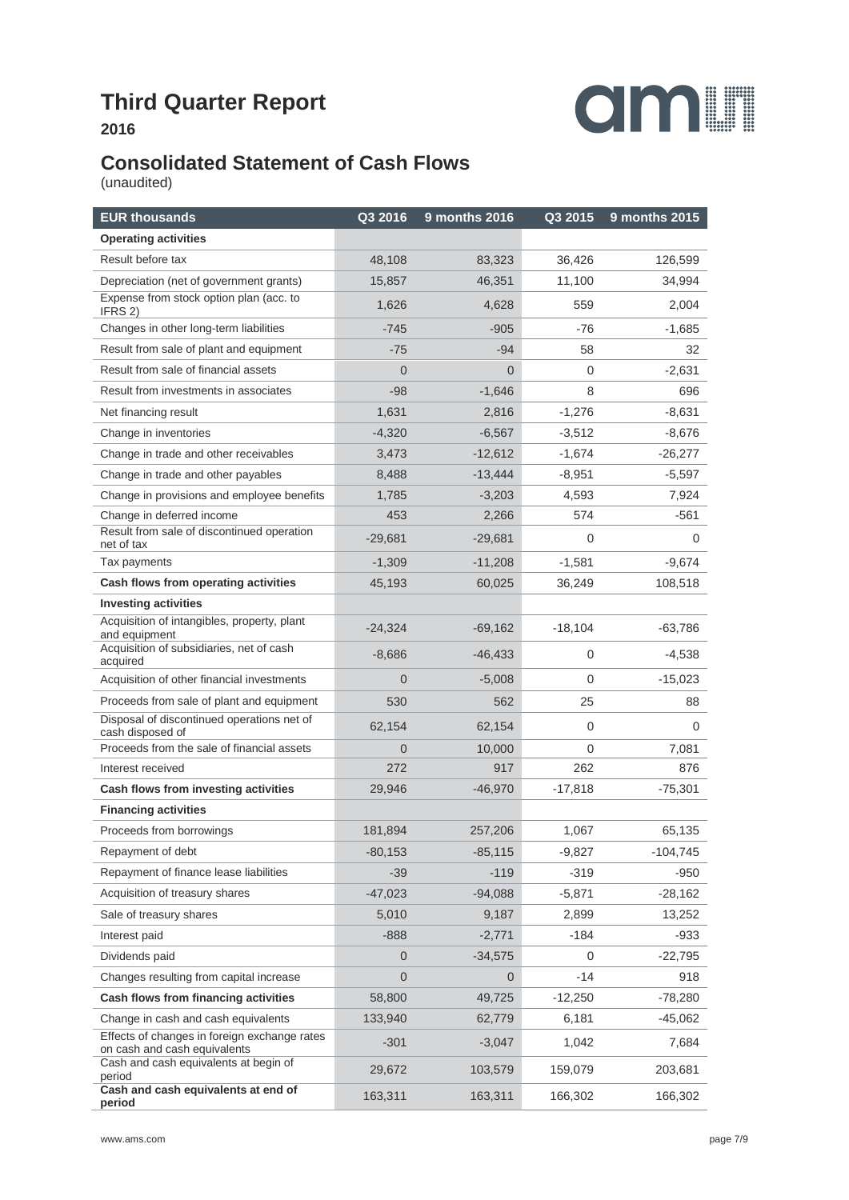# Third Quarter Report

**2016**

## Consolidated Statement of Cash Flows

(unaudited)

| EUR thousands | Q3 2016 | 9 months 2016 | Q3 2015 | 9 months 2015 |
|---|---|---|---|---|
| **Operating activities** | | | | |
| Result before tax | 48,108 | 83,323 | 36,426 | 126,599 |
| Depreciation (net of government grants) | 15,857 | 46,351 | 11,100 | 34,994 |
| Expense from stock option plan (acc. to IFRS 2) | 1,626 | 4,628 | 559 | 2,004 |
| Changes in other long-term liabilities | -745 | -905 | -76 | -1,685 |
| Result from sale of plant and equipment | -75 | -94 | 58 | 32 |
| Result from sale of financial assets | 0 | 0 | 0 | -2,631 |
| Result from investments in associates | -98 | -1,646 | 8 | 696 |
| Net financing result | 1,631 | 2,816 | -1,276 | -8,631 |
| Change in inventories | -4,320 | -6,567 | -3,512 | -8,676 |
| Change in trade and other receivables | 3,473 | -12,612 | -1,674 | -26,277 |
| Change in trade and other payables | 8,488 | -13,444 | -8,951 | -5,597 |
| Change in provisions and employee benefits | 1,785 | -3,203 | 4,593 | 7,924 |
| Change in deferred income | 453 | 2,266 | 574 | -561 |
| Result from sale of discontinued operation net of tax | -29,681 | -29,681 | 0 | 0 |
| Tax payments | -1,309 | -11,208 | -1,581 | -9,674 |
| **Cash flows from operating activities** | 45,193 | 60,025 | 36,249 | 108,518 |
| **Investing activities** | | | | |
| Acquisition of intangibles, property, plant and equipment | -24,324 | -69,162 | -18,104 | -63,786 |
| Acquisition of subsidiaries, net of cash acquired | -8,686 | -46,433 | 0 | -4,538 |
| Acquisition of other financial investments | 0 | -5,008 | 0 | -15,023 |
| Proceeds from sale of plant and equipment | 530 | 562 | 25 | 88 |
| Disposal of discontinued operations net of cash disposed of | 62,154 | 62,154 | 0 | 0 |
| Proceeds from the sale of financial assets | 0 | 10,000 | 0 | 7,081 |
| Interest received | 272 | 917 | 262 | 876 |
| **Cash flows from investing activities** | 29,946 | -46,970 | -17,818 | -75,301 |
| **Financing activities** | | | | |
| Proceeds from borrowings | 181,894 | 257,206 | 1,067 | 65,135 |
| Repayment of debt | -80,153 | -85,115 | -9,827 | -104,745 |
| Repayment of finance lease liabilities | -39 | -119 | -319 | -950 |
| Acquisition of treasury shares | -47,023 | -94,088 | -5,871 | -28,162 |
| Sale of treasury shares | 5,010 | 9,187 | 2,899 | 13,252 |
| Interest paid | -888 | -2,771 | -184 | -933 |
| Dividends paid | 0 | -34,575 | 0 | -22,795 |
| Changes resulting from capital increase | 0 | 0 | -14 | 918 |
| **Cash flows from financing activities** | 58,800 | 49,725 | -12,250 | -78,280 |
| Change in cash and cash equivalents | 133,940 | 62,779 | 6,181 | -45,062 |
| Effects of changes in foreign exchange rates on cash and cash equivalents | -301 | -3,047 | 1,042 | 7,684 |
| Cash and cash equivalents at begin of period | 29,672 | 103,579 | 159,079 | 203,681 |
| **Cash and cash equivalents at end of period** | 163,311 | 163,311 | 166,302 | 166,302 |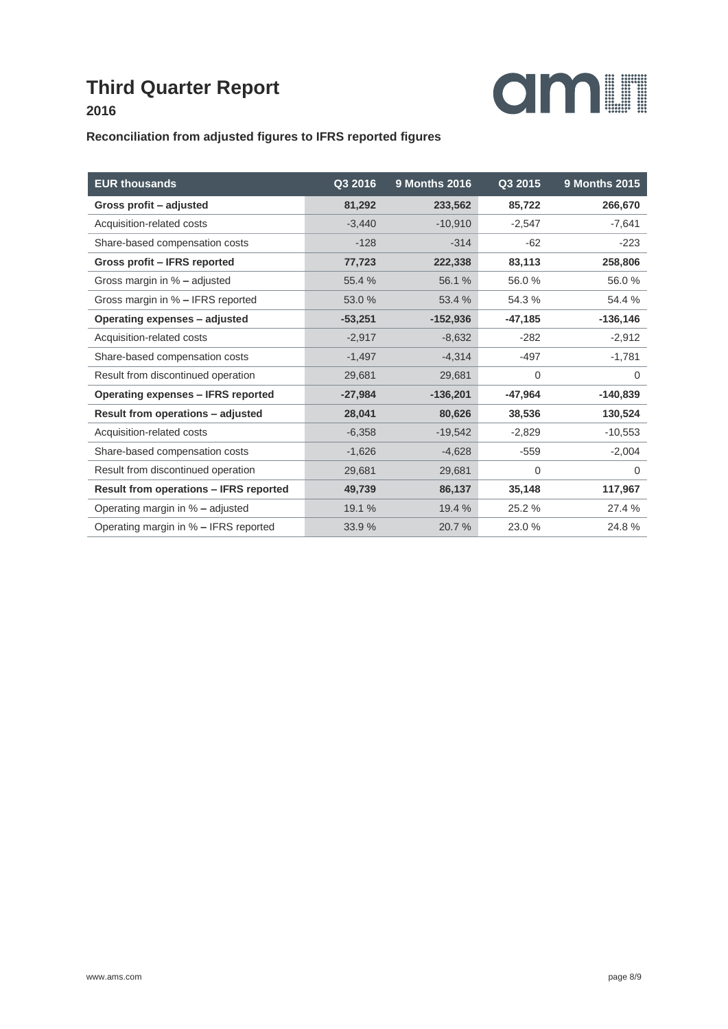# Third Quarter Report

**2016**

### Reconciliation from adjusted figures to IFRS reported figures

| EUR thousands | Q3 2016 | 9 Months 2016 | Q3 2015 | 9 Months 2015 |
|---|---|---|---|---|
| **Gross profit – adjusted** | **81,292** | **233,562** | **85,722** | **266,670** |
| Acquisition-related costs | -3,440 | -10,910 | -2,547 | -7,641 |
| Share-based compensation costs | -128 | -314 | -62 | -223 |
| **Gross profit – IFRS reported** | **77,723** | **222,338** | **83,113** | **258,806** |
| Gross margin in % – adjusted | 55.4 % | 56.1 % | 56.0 % | 56.0 % |
| Gross margin in % – IFRS reported | 53.0 % | 53.4 % | 54.3 % | 54.4 % |
| **Operating expenses – adjusted** | **-53,251** | **-152,936** | **-47,185** | **-136,146** |
| Acquisition-related costs | -2,917 | -8,632 | -282 | -2,912 |
| Share-based compensation costs | -1,497 | -4,314 | -497 | -1,781 |
| Result from discontinued operation | 29,681 | 29,681 | 0 | 0 |
| **Operating expenses – IFRS reported** | **-27,984** | **-136,201** | **-47,964** | **-140,839** |
| **Result from operations – adjusted** | **28,041** | **80,626** | **38,536** | **130,524** |
| Acquisition-related costs | -6,358 | -19,542 | -2,829 | -10,553 |
| Share-based compensation costs | -1,626 | -4,628 | -559 | -2,004 |
| Result from discontinued operation | 29,681 | 29,681 | 0 | 0 |
| **Result from operations – IFRS reported** | **49,739** | **86,137** | **35,148** | **117,967** |
| Operating margin in % – adjusted | 19.1 % | 19.4 % | 25.2 % | 27.4 % |
| Operating margin in % – IFRS reported | 33.9 % | 20.7 % | 23.0 % | 24.8 % |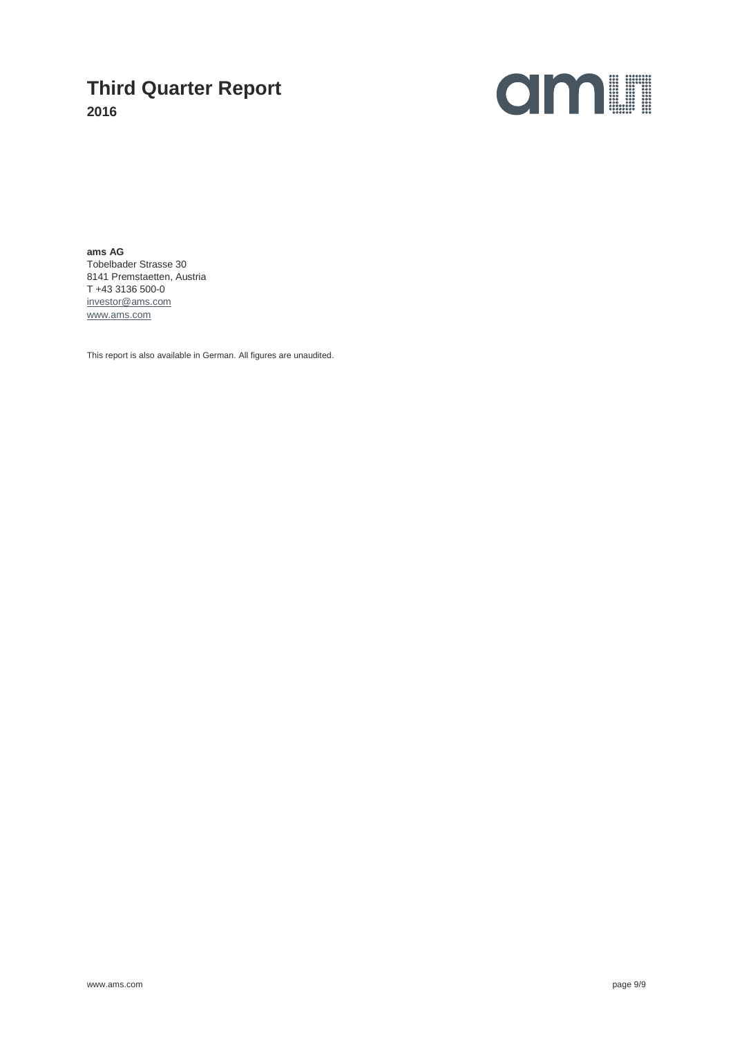# Third Quarter Report

**2016**

**ams AG**
Tobelbader Strasse 30
8141 Premstaetten, Austria
T +43 3136 500-0
investor@ams.com
www.ams.com

This report is also available in German. All figures are unaudited.